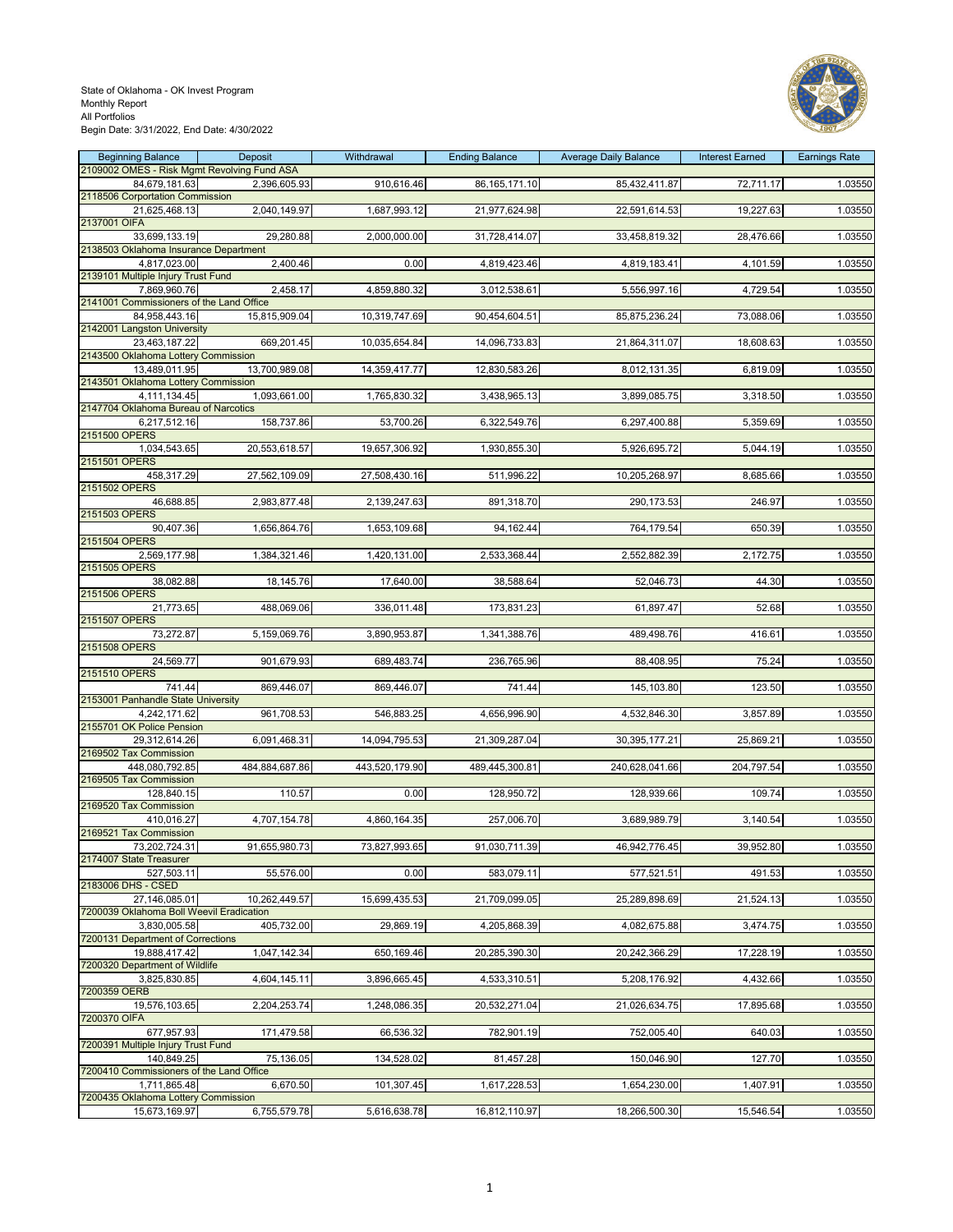State of Oklahoma - OK Invest Program
Monthly Report
All Portfolios
Begin Date: 3/31/2022, End Date: 4/30/2022

| Beginning Balance | Deposit | Withdrawal | Ending Balance | Average Daily Balance | Interest Earned | Earnings Rate |
|---|---|---|---|---|---|---|
| 2109002 OMES - Risk Mgmt Revolving Fund ASA | | | | | | |
| 84,679,181.63 | 2,396,605.93 | 910,616.46 | 86,165,171.10 | 85,432,411.87 | 72,711.17 | 1.03550 |
| 2118506 Corportation Commission | | | | | | |
| 21,625,468.13 | 2,040,149.97 | 1,687,993.12 | 21,977,624.98 | 22,591,614.53 | 19,227.63 | 1.03550 |
| 2137001 OIFA | | | | | | |
| 33,699,133.19 | 29,280.88 | 2,000,000.00 | 31,728,414.07 | 33,458,819.32 | 28,476.66 | 1.03550 |
| 2138503 Oklahoma Insurance Department | | | | | | |
| 4,817,023.00 | 2,400.46 | 0.00 | 4,819,423.46 | 4,819,183.41 | 4,101.59 | 1.03550 |
| 2139101 Multiple Injury Trust Fund | | | | | | |
| 7,869,960.76 | 2,458.17 | 4,859,880.32 | 3,012,538.61 | 5,556,997.16 | 4,729.54 | 1.03550 |
| 2141001 Commissioners of the Land Office | | | | | | |
| 84,958,443.16 | 15,815,909.04 | 10,319,747.69 | 90,454,604.51 | 85,875,236.24 | 73,088.06 | 1.03550 |
| 2142001 Langston University | | | | | | |
| 23,463,187.22 | 669,201.45 | 10,035,654.84 | 14,096,733.83 | 21,864,311.07 | 18,608.63 | 1.03550 |
| 2143500 Oklahoma Lottery Commission | | | | | | |
| 13,489,011.95 | 13,700,989.08 | 14,359,417.77 | 12,830,583.26 | 8,012,131.35 | 6,819.09 | 1.03550 |
| 2143501 Oklahoma Lottery Commission | | | | | | |
| 4,111,134.45 | 1,093,661.00 | 1,765,830.32 | 3,438,965.13 | 3,899,085.75 | 3,318.50 | 1.03550 |
| 2147704 Oklahoma Bureau of Narcotics | | | | | | |
| 6,217,512.16 | 158,737.86 | 53,700.26 | 6,322,549.76 | 6,297,400.88 | 5,359.69 | 1.03550 |
| 2151500 OPERS | | | | | | |
| 1,034,543.65 | 20,553,618.57 | 19,657,306.92 | 1,930,855.30 | 5,926,695.72 | 5,044.19 | 1.03550 |
| 2151501 OPERS | | | | | | |
| 458,317.29 | 27,562,109.09 | 27,508,430.16 | 511,996.22 | 10,205,268.97 | 8,685.66 | 1.03550 |
| 2151502 OPERS | | | | | | |
| 46,688.85 | 2,983,877.48 | 2,139,247.63 | 891,318.70 | 290,173.53 | 246.97 | 1.03550 |
| 2151503 OPERS | | | | | | |
| 90,407.36 | 1,656,864.76 | 1,653,109.68 | 94,162.44 | 764,179.54 | 650.39 | 1.03550 |
| 2151504 OPERS | | | | | | |
| 2,569,177.98 | 1,384,321.46 | 1,420,131.00 | 2,533,368.44 | 2,552,882.39 | 2,172.75 | 1.03550 |
| 2151505 OPERS | | | | | | |
| 38,082.88 | 18,145.76 | 17,640.00 | 38,588.64 | 52,046.73 | 44.30 | 1.03550 |
| 2151506 OPERS | | | | | | |
| 21,773.65 | 488,069.06 | 336,011.48 | 173,831.23 | 61,897.47 | 52.68 | 1.03550 |
| 2151507 OPERS | | | | | | |
| 73,272.87 | 5,159,069.76 | 3,890,953.87 | 1,341,388.76 | 489,498.76 | 416.61 | 1.03550 |
| 2151508 OPERS | | | | | | |
| 24,569.77 | 901,679.93 | 689,483.74 | 236,765.96 | 88,408.95 | 75.24 | 1.03550 |
| 2151510 OPERS | | | | | | |
| 741.44 | 869,446.07 | 869,446.07 | 741.44 | 145,103.80 | 123.50 | 1.03550 |
| 2153001 Panhandle State University | | | | | | |
| 4,242,171.62 | 961,708.53 | 546,883.25 | 4,656,996.90 | 4,532,846.30 | 3,857.89 | 1.03550 |
| 2155701 OK Police Pension | | | | | | |
| 29,312,614.26 | 6,091,468.31 | 14,094,795.53 | 21,309,287.04 | 30,395,177.21 | 25,869.21 | 1.03550 |
| 2169502 Tax Commission | | | | | | |
| 448,080,792.85 | 484,884,687.86 | 443,520,179.90 | 489,445,300.81 | 240,628,041.66 | 204,797.54 | 1.03550 |
| 2169505 Tax Commission | | | | | | |
| 128,840.15 | 110.57 | 0.00 | 128,950.72 | 128,939.66 | 109.74 | 1.03550 |
| 2169520 Tax Commission | | | | | | |
| 410,016.27 | 4,707,154.78 | 4,860,164.35 | 257,006.70 | 3,689,989.79 | 3,140.54 | 1.03550 |
| 2169521 Tax Commission | | | | | | |
| 73,202,724.31 | 91,655,980.73 | 73,827,993.65 | 91,030,711.39 | 46,942,776.45 | 39,952.80 | 1.03550 |
| 2174007 State Treasurer | | | | | | |
| 527,503.11 | 55,576.00 | 0.00 | 583,079.11 | 577,521.51 | 491.53 | 1.03550 |
| 2183006 DHS - CSED | | | | | | |
| 27,146,085.01 | 10,262,449.57 | 15,699,435.53 | 21,709,099.05 | 25,289,898.69 | 21,524.13 | 1.03550 |
| 7200039 Oklahoma Boll Weevil Eradication | | | | | | |
| 3,830,005.58 | 405,732.00 | 29,869.19 | 4,205,868.39 | 4,082,675.88 | 3,474.75 | 1.03550 |
| 7200131 Department of Corrections | | | | | | |
| 19,888,417.42 | 1,047,142.34 | 650,169.46 | 20,285,390.30 | 20,242,366.29 | 17,228.19 | 1.03550 |
| 7200320 Department of Wildlife | | | | | | |
| 3,825,830.85 | 4,604,145.11 | 3,896,665.45 | 4,533,310.51 | 5,208,176.92 | 4,432.66 | 1.03550 |
| 7200359 OERB | | | | | | |
| 19,576,103.65 | 2,204,253.74 | 1,248,086.35 | 20,532,271.04 | 21,026,634.75 | 17,895.68 | 1.03550 |
| 7200370 OIFA | | | | | | |
| 677,957.93 | 171,479.58 | 66,536.32 | 782,901.19 | 752,005.40 | 640.03 | 1.03550 |
| 7200391 Multiple Injury Trust Fund | | | | | | |
| 140,849.25 | 75,136.05 | 134,528.02 | 81,457.28 | 150,046.90 | 127.70 | 1.03550 |
| 7200410 Commissioners of the Land Office | | | | | | |
| 1,711,865.48 | 6,670.50 | 101,307.45 | 1,617,228.53 | 1,654,230.00 | 1,407.91 | 1.03550 |
| 7200435 Oklahoma Lottery Commission | | | | | | |
| 15,673,169.97 | 6,755,579.78 | 5,616,638.78 | 16,812,110.97 | 18,266,500.30 | 15,546.54 | 1.03550 |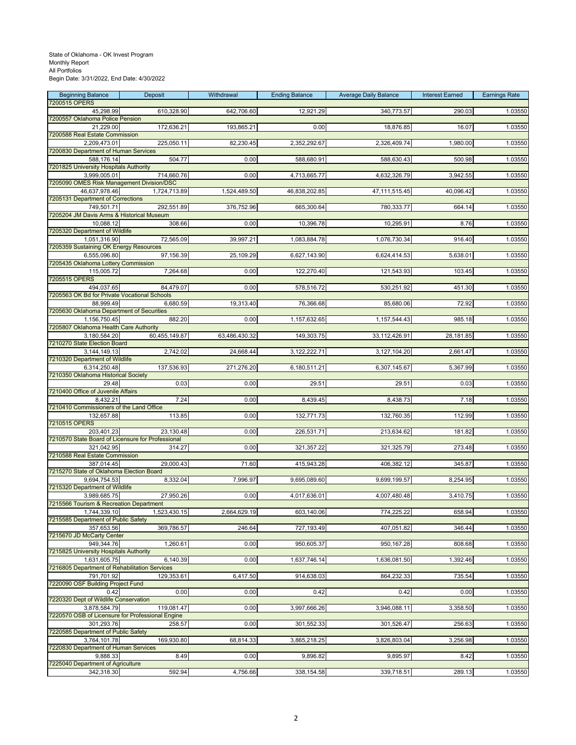State of Oklahoma - OK Invest Program
Monthly Report
All Portfolios
Begin Date: 3/31/2022, End Date: 4/30/2022

| Beginning Balance | Deposit | Withdrawal | Ending Balance | Average Daily Balance | Interest Earned | Earnings Rate |
|---|---|---|---|---|---|---|
| 7200515 OPERS | | | | | | |
| 45,298.99 | 610,328.90 | 642,706.60 | 12,921.29 | 340,773.57 | 290.03 | 1.03550 |
| 7200557 Oklahoma Police Pension | | | | | | |
| 21,229.00 | 172,636.21 | 193,865.21 | 0.00 | 18,876.85 | 16.07 | 1.03550 |
| 7200588 Real Estate Commission | | | | | | |
| 2,209,473.01 | 225,050.11 | 82,230.45 | 2,352,292.67 | 2,326,409.74 | 1,980.00 | 1.03550 |
| 7200830 Department of Human Services | | | | | | |
| 588,176.14 | 504.77 | 0.00 | 588,680.91 | 588,630.43 | 500.98 | 1.03550 |
| 7201825 University Hospitals Authority | | | | | | |
| 3,999,005.01 | 714,660.76 | 0.00 | 4,713,665.77 | 4,632,326.79 | 3,942.55 | 1.03550 |
| 7205090 OMES Risk Management Division/DSC | | | | | | |
| 46,637,978.46 | 1,724,713.89 | 1,524,489.50 | 46,838,202.85 | 47,111,515.45 | 40,096.42 | 1.03550 |
| 7205131 Department of Corrections | | | | | | |
| 749,501.71 | 292,551.89 | 376,752.96 | 665,300.64 | 780,333.77 | 664.14 | 1.03550 |
| 7205204 JM Davis Arms & Historical Museum | | | | | | |
| 10,088.12 | 308.66 | 0.00 | 10,396.78 | 10,295.91 | 8.76 | 1.03550 |
| 7205320 Department of Wildlife | | | | | | |
| 1,051,316.90 | 72,565.09 | 39,997.21 | 1,083,884.78 | 1,076,730.34 | 916.40 | 1.03550 |
| 7205359 Sustaining OK Energy Resources | | | | | | |
| 6,555,096.80 | 97,156.39 | 25,109.29 | 6,627,143.90 | 6,624,414.53 | 5,638.01 | 1.03550 |
| 7205435 Oklahoma Lottery Commission | | | | | | |
| 115,005.72 | 7,264.68 | 0.00 | 122,270.40 | 121,543.93 | 103.45 | 1.03550 |
| 7205515 OPERS | | | | | | |
| 494,037.65 | 84,479.07 | 0.00 | 578,516.72 | 530,251.92 | 451.30 | 1.03550 |
| 7205563 OK Bd for Private Vocational Schools | | | | | | |
| 88,999.49 | 6,680.59 | 19,313.40 | 76,366.68 | 85,680.06 | 72.92 | 1.03550 |
| 7205630 Oklahoma Department of Securities | | | | | | |
| 1,156,750.45 | 882.20 | 0.00 | 1,157,632.65 | 1,157,544.43 | 985.18 | 1.03550 |
| 7205807 Oklahoma Health Care Authority | | | | | | |
| 3,180,584.20 | 60,455,149.87 | 63,486,430.32 | 149,303.75 | 33,112,426.91 | 28,181.85 | 1.03550 |
| 7210270 State Election Board | | | | | | |
| 3,144,149.13 | 2,742.02 | 24,668.44 | 3,122,222.71 | 3,127,104.20 | 2,661.47 | 1.03550 |
| 7210320 Department of Wildlife | | | | | | |
| 6,314,250.48 | 137,536.93 | 271,276.20 | 6,180,511.21 | 6,307,145.67 | 5,367.99 | 1.03550 |
| 7210350 Oklahoma Historical Society | | | | | | |
| 29.48 | 0.03 | 0.00 | 29.51 | 29.51 | 0.03 | 1.03550 |
| 7210400 Office of Juvenile Affairs | | | | | | |
| 8,432.21 | 7.24 | 0.00 | 8,439.45 | 8,438.73 | 7.18 | 1.03550 |
| 7210410 Commissioners of the Land Office | | | | | | |
| 132,657.88 | 113.85 | 0.00 | 132,771.73 | 132,760.35 | 112.99 | 1.03550 |
| 7210515 OPERS | | | | | | |
| 203,401.23 | 23,130.48 | 0.00 | 226,531.71 | 213,634.62 | 181.82 | 1.03550 |
| 7210570 State Board of Licensure for Professional | | | | | | |
| 321,042.95 | 314.27 | 0.00 | 321,357.22 | 321,325.79 | 273.48 | 1.03550 |
| 7210588 Real Estate Commission | | | | | | |
| 387,014.45 | 29,000.43 | 71.60 | 415,943.28 | 406,382.12 | 345.87 | 1.03550 |
| 7215270 State of Oklahoma Election Board | | | | | | |
| 9,694,754.53 | 8,332.04 | 7,996.97 | 9,695,089.60 | 9,699,199.57 | 8,254.95 | 1.03550 |
| 7215320 Department of Wildlife | | | | | | |
| 3,989,685.75 | 27,950.26 | 0.00 | 4,017,636.01 | 4,007,480.48 | 3,410.75 | 1.03550 |
| 7215566 Tourism & Recreation Department | | | | | | |
| 1,744,339.10 | 1,523,430.15 | 2,664,629.19 | 603,140.06 | 774,225.22 | 658.94 | 1.03550 |
| 7215585 Department of Public Safety | | | | | | |
| 357,653.56 | 369,786.57 | 246.64 | 727,193.49 | 407,051.82 | 346.44 | 1.03550 |
| 7215670 JD McCarty Center | | | | | | |
| 949,344.76 | 1,260.61 | 0.00 | 950,605.37 | 950,167.28 | 808.68 | 1.03550 |
| 7215825 University Hospitals Authority | | | | | | |
| 1,631,605.75 | 6,140.39 | 0.00 | 1,637,746.14 | 1,636,081.50 | 1,392.46 | 1.03550 |
| 7216805 Department of Rehabilitation Services | | | | | | |
| 791,701.92 | 129,353.61 | 6,417.50 | 914,638.03 | 864,232.33 | 735.54 | 1.03550 |
| 7220090 OSF Building Project Fund | | | | | | |
| 0.42 | 0.00 | 0.00 | 0.42 | 0.42 | 0.00 | 1.03550 |
| 7220320 Dept of Wildlife Conservation | | | | | | |
| 3,878,584.79 | 119,081.47 | 0.00 | 3,997,666.26 | 3,946,088.11 | 3,358.50 | 1.03550 |
| 7220570 OSB of Licensure for Professional Engine | | | | | | |
| 301,293.76 | 258.57 | 0.00 | 301,552.33 | 301,526.47 | 256.63 | 1.03550 |
| 7220585 Department of Public Safety | | | | | | |
| 3,764,101.78 | 169,930.80 | 68,814.33 | 3,865,218.25 | 3,826,803.04 | 3,256.98 | 1.03550 |
| 7220830 Department of Human Services | | | | | | |
| 9,888.33 | 8.49 | 0.00 | 9,896.82 | 9,895.97 | 8.42 | 1.03550 |
| 7225040 Department of Agriculture | | | | | | |
| 342,318.30 | 592.94 | 4,756.66 | 338,154.58 | 339,718.51 | 289.13 | 1.03550 |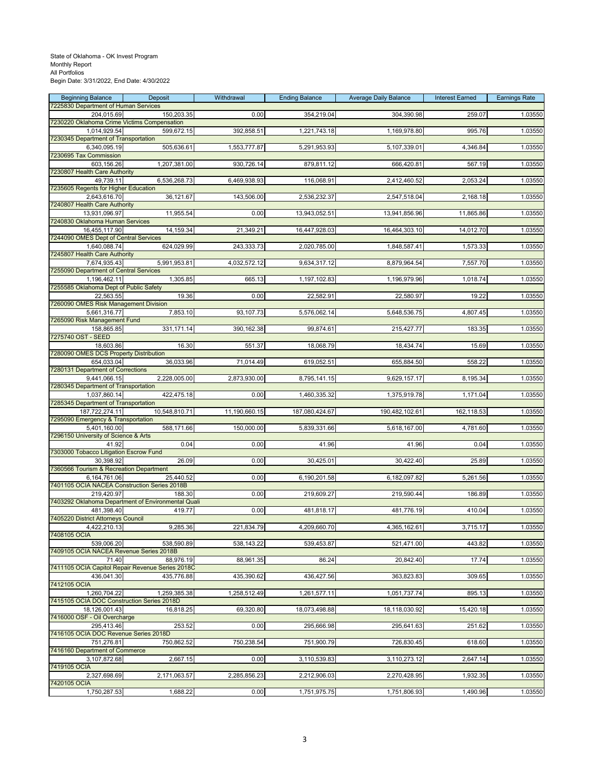State of Oklahoma - OK Invest Program
Monthly Report
All Portfolios
Begin Date: 3/31/2022, End Date: 4/30/2022

| Beginning Balance | Deposit | Withdrawal | Ending Balance | Average Daily Balance | Interest Earned | Earnings Rate |
|---|---|---|---|---|---|---|
| 7225830 Department of Human Services | | | | | | |
| 204,015.69 | 150,203.35 | 0.00 | 354,219.04 | 304,390.98 | 259.07 | 1.03550 |
| 7230220 Oklahoma Crime Victims Compensation | | | | | | |
| 1,014,929.54 | 599,672.15 | 392,858.51 | 1,221,743.18 | 1,169,978.80 | 995.76 | 1.03550 |
| 7230345 Department of Transportation | | | | | | |
| 6,340,095.19 | 505,636.61 | 1,553,777.87 | 5,291,953.93 | 5,107,339.01 | 4,346.84 | 1.03550 |
| 7230695 Tax Commission | | | | | | |
| 603,156.26 | 1,207,381.00 | 930,726.14 | 879,811.12 | 666,420.81 | 567.19 | 1.03550 |
| 7230807 Health Care Authority | | | | | | |
| 49,739.11 | 6,536,268.73 | 6,469,938.93 | 116,068.91 | 2,412,460.52 | 2,053.24 | 1.03550 |
| 7235605 Regents for Higher Education | | | | | | |
| 2,643,616.70 | 36,121.67 | 143,506.00 | 2,536,232.37 | 2,547,518.04 | 2,168.18 | 1.03550 |
| 7240807 Health Care Authority | | | | | | |
| 13,931,096.97 | 11,955.54 | 0.00 | 13,943,052.51 | 13,941,856.96 | 11,865.86 | 1.03550 |
| 7240830 Oklahoma Human Services | | | | | | |
| 16,455,117.90 | 14,159.34 | 21,349.21 | 16,447,928.03 | 16,464,303.10 | 14,012.70 | 1.03550 |
| 7244090 OMES Dept of Central Services | | | | | | |
| 1,640,088.74 | 624,029.99 | 243,333.73 | 2,020,785.00 | 1,848,587.41 | 1,573.33 | 1.03550 |
| 7245807 Health Care Authority | | | | | | |
| 7,674,935.43 | 5,991,953.81 | 4,032,572.12 | 9,634,317.12 | 8,879,964.54 | 7,557.70 | 1.03550 |
| 7255090 Department of Central Services | | | | | | |
| 1,196,462.11 | 1,305.85 | 665.13 | 1,197,102.83 | 1,196,979.96 | 1,018.74 | 1.03550 |
| 7255585 Oklahoma Dept of Public Safety | | | | | | |
| 22,563.55 | 19.36 | 0.00 | 22,582.91 | 22,580.97 | 19.22 | 1.03550 |
| 7260090 OMES Risk Management Division | | | | | | |
| 5,661,316.77 | 7,853.10 | 93,107.73 | 5,576,062.14 | 5,648,536.75 | 4,807.45 | 1.03550 |
| 7265090 Risk Management Fund | | | | | | |
| 158,865.85 | 331,171.14 | 390,162.38 | 99,874.61 | 215,427.77 | 183.35 | 1.03550 |
| 7275740 OST - SEED | | | | | | |
| 18,603.86 | 16.30 | 551.37 | 18,068.79 | 18,434.74 | 15.69 | 1.03550 |
| 7280090 OMES DCS Property Distribution | | | | | | |
| 654,033.04 | 36,033.96 | 71,014.49 | 619,052.51 | 655,884.50 | 558.22 | 1.03550 |
| 7280131 Department of Corrections | | | | | | |
| 9,441,066.15 | 2,228,005.00 | 2,873,930.00 | 8,795,141.15 | 9,629,157.17 | 8,195.34 | 1.03550 |
| 7280345 Department of Transportation | | | | | | |
| 1,037,860.14 | 422,475.18 | 0.00 | 1,460,335.32 | 1,375,919.78 | 1,171.04 | 1.03550 |
| 7285345 Department of Transportation | | | | | | |
| 187,722,274.11 | 10,548,810.71 | 11,190,660.15 | 187,080,424.67 | 190,482,102.61 | 162,118.53 | 1.03550 |
| 7295090 Emergency & Transportation | | | | | | |
| 5,401,160.00 | 588,171.66 | 150,000.00 | 5,839,331.66 | 5,618,167.00 | 4,781.60 | 1.03550 |
| 7296150 University of Science & Arts | | | | | | |
| 41.92 | 0.04 | 0.00 | 41.96 | 41.96 | 0.04 | 1.03550 |
| 7303000 Tobacco Litigation Escrow Fund | | | | | | |
| 30,398.92 | 26.09 | 0.00 | 30,425.01 | 30,422.40 | 25.89 | 1.03550 |
| 7360566 Tourism & Recreation Department | | | | | | |
| 6,164,761.06 | 25,440.52 | 0.00 | 6,190,201.58 | 6,182,097.82 | 5,261.56 | 1.03550 |
| 7401105 OCIA NACEA Construction Series 2018B | | | | | | |
| 219,420.97 | 188.30 | 0.00 | 219,609.27 | 219,590.44 | 186.89 | 1.03550 |
| 7403292 Oklahoma Department of Environmental Quali | | | | | | |
| 481,398.40 | 419.77 | 0.00 | 481,818.17 | 481,776.19 | 410.04 | 1.03550 |
| 7405220 District Attorneys Council | | | | | | |
| 4,422,210.13 | 9,285.36 | 221,834.79 | 4,209,660.70 | 4,365,162.61 | 3,715.17 | 1.03550 |
| 7408105 OCIA | | | | | | |
| 539,006.20 | 538,590.89 | 538,143.22 | 539,453.87 | 521,471.00 | 443.82 | 1.03550 |
| 7409105 OCIA NACEA Revenue Series 2018B | | | | | | |
| 71.40 | 88,976.19 | 88,961.35 | 86.24 | 20,842.40 | 17.74 | 1.03550 |
| 7411105 OCIA Capitol Repair Revenue Series 2018C | | | | | | |
| 436,041.30 | 435,776.88 | 435,390.62 | 436,427.56 | 363,823.83 | 309.65 | 1.03550 |
| 7412105 OCIA | | | | | | |
| 1,260,704.22 | 1,259,385.38 | 1,258,512.49 | 1,261,577.11 | 1,051,737.74 | 895.13 | 1.03550 |
| 7415105 OCIA DOC Construction Series 2018D | | | | | | |
| 18,126,001.43 | 16,818.25 | 69,320.80 | 18,073,498.88 | 18,118,030.92 | 15,420.18 | 1.03550 |
| 7416000 OSF - Oil Overcharge | | | | | | |
| 295,413.46 | 253.52 | 0.00 | 295,666.98 | 295,641.63 | 251.62 | 1.03550 |
| 7416105 OCIA DOC Revenue Series 2018D | | | | | | |
| 751,276.81 | 750,862.52 | 750,238.54 | 751,900.79 | 726,830.45 | 618.60 | 1.03550 |
| 7416160 Department of Commerce | | | | | | |
| 3,107,872.68 | 2,667.15 | 0.00 | 3,110,539.83 | 3,110,273.12 | 2,647.14 | 1.03550 |
| 7419105 OCIA | | | | | | |
| 2,327,698.69 | 2,171,063.57 | 2,285,856.23 | 2,212,906.03 | 2,270,428.95 | 1,932.35 | 1.03550 |
| 7420105 OCIA | | | | | | |
| 1,750,287.53 | 1,688.22 | 0.00 | 1,751,975.75 | 1,751,806.93 | 1,490.96 | 1.03550 |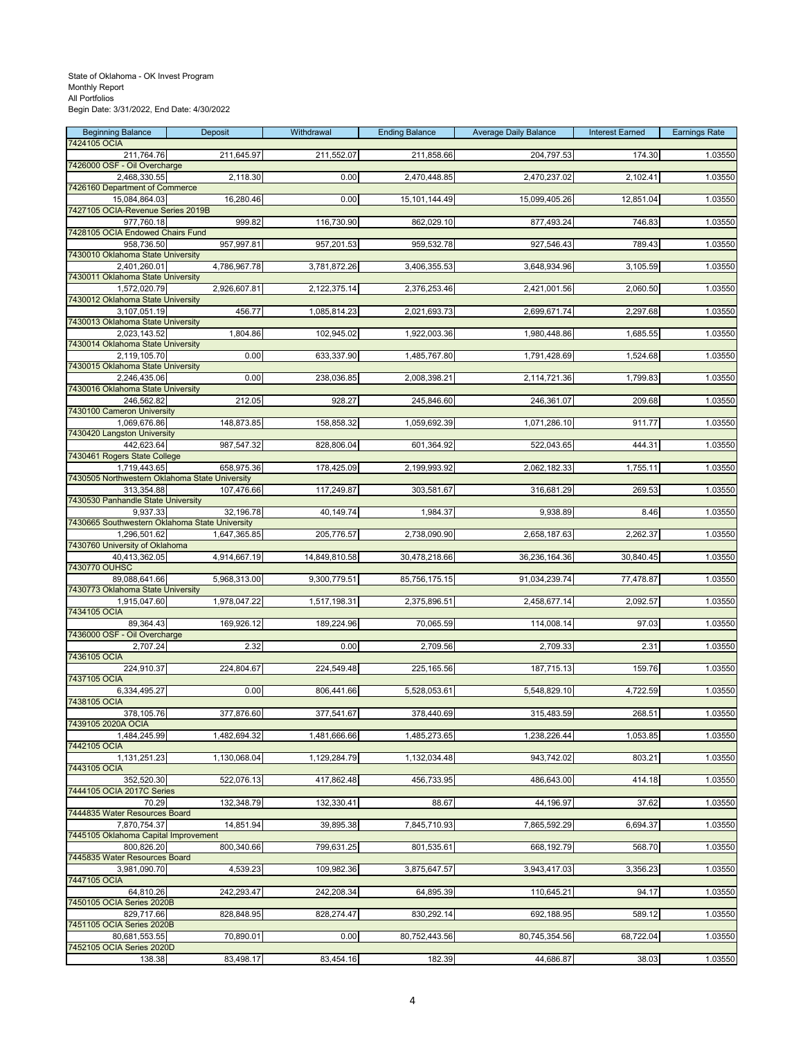State of Oklahoma - OK Invest Program
Monthly Report
All Portfolios
Begin Date: 3/31/2022, End Date: 4/30/2022

| Beginning Balance | Deposit | Withdrawal | Ending Balance | Average Daily Balance | Interest Earned | Earnings Rate |
|---|---|---|---|---|---|---|
| 7424105 OCIA | | | | | | |
| 211,764.76 | 211,645.97 | 211,552.07 | 211,858.66 | 204,797.53 | 174.30 | 1.03550 |
| 7426000 OSF - Oil Overcharge | | | | | | |
| 2,468,330.55 | 2,118.30 | 0.00 | 2,470,448.85 | 2,470,237.02 | 2,102.41 | 1.03550 |
| 7426160 Department of Commerce | | | | | | |
| 15,084,864.03 | 16,280.46 | 0.00 | 15,101,144.49 | 15,099,405.26 | 12,851.04 | 1.03550 |
| 7427105 OCIA-Revenue Series 2019B | | | | | | |
| 977,760.18 | 999.82 | 116,730.90 | 862,029.10 | 877,493.24 | 746.83 | 1.03550 |
| 7428105 OCIA Endowed Chairs Fund | | | | | | |
| 958,736.50 | 957,997.81 | 957,201.53 | 959,532.78 | 927,546.43 | 789.43 | 1.03550 |
| 7430010 Oklahoma State University | | | | | | |
| 2,401,260.01 | 4,786,967.78 | 3,781,872.26 | 3,406,355.53 | 3,648,934.96 | 3,105.59 | 1.03550 |
| 7430011 Oklahoma State University | | | | | | |
| 1,572,020.79 | 2,926,607.81 | 2,122,375.14 | 2,376,253.46 | 2,421,001.56 | 2,060.50 | 1.03550 |
| 7430012 Oklahoma State University | | | | | | |
| 3,107,051.19 | 456.77 | 1,085,814.23 | 2,021,693.73 | 2,699,671.74 | 2,297.68 | 1.03550 |
| 7430013 Oklahoma State University | | | | | | |
| 2,023,143.52 | 1,804.86 | 102,945.02 | 1,922,003.36 | 1,980,448.86 | 1,685.55 | 1.03550 |
| 7430014 Oklahoma State University | | | | | | |
| 2,119,105.70 | 0.00 | 633,337.90 | 1,485,767.80 | 1,791,428.69 | 1,524.68 | 1.03550 |
| 7430015 Oklahoma State University | | | | | | |
| 2,246,435.06 | 0.00 | 238,036.85 | 2,008,398.21 | 2,114,721.36 | 1,799.83 | 1.03550 |
| 7430016 Oklahoma State University | | | | | | |
| 246,562.82 | 212.05 | 928.27 | 245,846.60 | 246,361.07 | 209.68 | 1.03550 |
| 7430100 Cameron University | | | | | | |
| 1,069,676.86 | 148,873.85 | 158,858.32 | 1,059,692.39 | 1,071,286.10 | 911.77 | 1.03550 |
| 7430420 Langston University | | | | | | |
| 442,623.64 | 987,547.32 | 828,806.04 | 601,364.92 | 522,043.65 | 444.31 | 1.03550 |
| 7430461 Rogers State College | | | | | | |
| 1,719,443.65 | 658,975.36 | 178,425.09 | 2,199,993.92 | 2,062,182.33 | 1,755.11 | 1.03550 |
| 7430505 Northwestern Oklahoma State University | | | | | | |
| 313,354.88 | 107,476.66 | 117,249.87 | 303,581.67 | 316,681.29 | 269.53 | 1.03550 |
| 7430530 Panhandle State University | | | | | | |
| 9,937.33 | 32,196.78 | 40,149.74 | 1,984.37 | 9,938.89 | 8.46 | 1.03550 |
| 7430665 Southwestern Oklahoma State University | | | | | | |
| 1,296,501.62 | 1,647,365.85 | 205,776.57 | 2,738,090.90 | 2,658,187.63 | 2,262.37 | 1.03550 |
| 7430760 University of Oklahoma | | | | | | |
| 40,413,362.05 | 4,914,667.19 | 14,849,810.58 | 30,478,218.66 | 36,236,164.36 | 30,840.45 | 1.03550 |
| 7430770 OUHSC | | | | | | |
| 89,088,641.66 | 5,968,313.00 | 9,300,779.51 | 85,756,175.15 | 91,034,239.74 | 77,478.87 | 1.03550 |
| 7430773 Oklahoma State University | | | | | | |
| 1,915,047.60 | 1,978,047.22 | 1,517,198.31 | 2,375,896.51 | 2,458,677.14 | 2,092.57 | 1.03550 |
| 7434105 OCIA | | | | | | |
| 89,364.43 | 169,926.12 | 189,224.96 | 70,065.59 | 114,008.14 | 97.03 | 1.03550 |
| 7436000 OSF - Oil Overcharge | | | | | | |
| 2,707.24 | 2.32 | 0.00 | 2,709.56 | 2,709.33 | 2.31 | 1.03550 |
| 7436105 OCIA | | | | | | |
| 224,910.37 | 224,804.67 | 224,549.48 | 225,165.56 | 187,715.13 | 159.76 | 1.03550 |
| 7437105 OCIA | | | | | | |
| 6,334,495.27 | 0.00 | 806,441.66 | 5,528,053.61 | 5,548,829.10 | 4,722.59 | 1.03550 |
| 7438105 OCIA | | | | | | |
| 378,105.76 | 377,876.60 | 377,541.67 | 378,440.69 | 315,483.59 | 268.51 | 1.03550 |
| 7439105 2020A OCIA | | | | | | |
| 1,484,245.99 | 1,482,694.32 | 1,481,666.66 | 1,485,273.65 | 1,238,226.44 | 1,053.85 | 1.03550 |
| 7442105 OCIA | | | | | | |
| 1,131,251.23 | 1,130,068.04 | 1,129,284.79 | 1,132,034.48 | 943,742.02 | 803.21 | 1.03550 |
| 7443105 OCIA | | | | | | |
| 352,520.30 | 522,076.13 | 417,862.48 | 456,733.95 | 486,643.00 | 414.18 | 1.03550 |
| 7444105 OCIA 2017C Series | | | | | | |
| 70.29 | 132,348.79 | 132,330.41 | 88.67 | 44,196.97 | 37.62 | 1.03550 |
| 7444835 Water Resources Board | | | | | | |
| 7,870,754.37 | 14,851.94 | 39,895.38 | 7,845,710.93 | 7,865,592.29 | 6,694.37 | 1.03550 |
| 7445105 Oklahoma Capital Improvement | | | | | | |
| 800,826.20 | 800,340.66 | 799,631.25 | 801,535.61 | 668,192.79 | 568.70 | 1.03550 |
| 7445835 Water Resources Board | | | | | | |
| 3,981,090.70 | 4,539.23 | 109,982.36 | 3,875,647.57 | 3,943,417.03 | 3,356.23 | 1.03550 |
| 7447105 OCIA | | | | | | |
| 64,810.26 | 242,293.47 | 242,208.34 | 64,895.39 | 110,645.21 | 94.17 | 1.03550 |
| 7450105 OCIA Series 2020B | | | | | | |
| 829,717.66 | 828,848.95 | 828,274.47 | 830,292.14 | 692,188.95 | 589.12 | 1.03550 |
| 7451105 OCIA Series 2020B | | | | | | |
| 80,681,553.55 | 70,890.01 | 0.00 | 80,752,443.56 | 80,745,354.56 | 68,722.04 | 1.03550 |
| 7452105 OCIA Series 2020D | | | | | | |
| 138.38 | 83,498.17 | 83,454.16 | 182.39 | 44,686.87 | 38.03 | 1.03550 |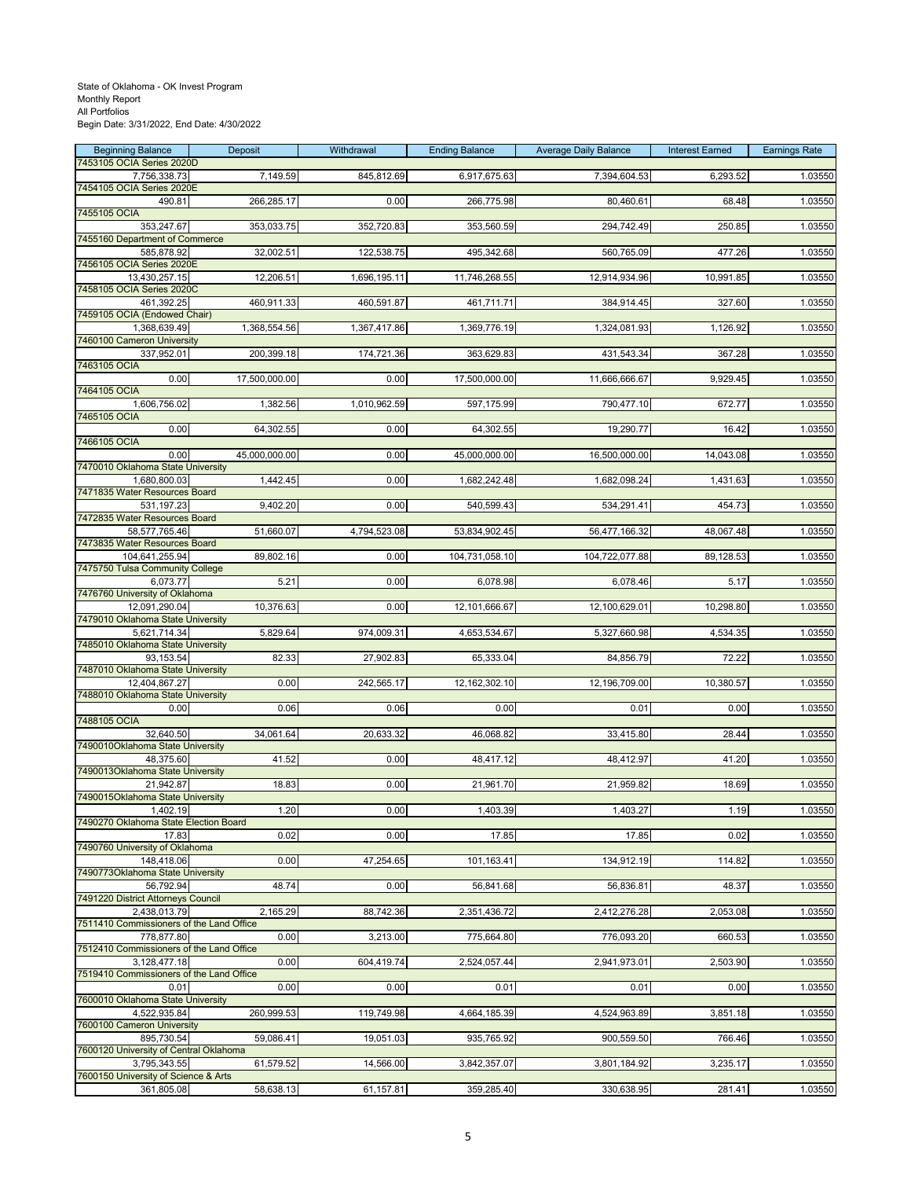State of Oklahoma - OK Invest Program
Monthly Report
All Portfolios
Begin Date: 3/31/2022, End Date: 4/30/2022

| Beginning Balance | Deposit | Withdrawal | Ending Balance | Average Daily Balance | Interest Earned | Earnings Rate |
|---|---|---|---|---|---|---|
| 7453105 OCIA Series 2020D | | | | | | |
| 7,756,338.73 | 7,149.59 | 845,812.69 | 6,917,675.63 | 7,394,604.53 | 6,293.52 | 1.03550 |
| 7454105 OCIA Series 2020E | | | | | | |
| 490.81 | 266,285.17 | 0.00 | 266,775.98 | 80,460.61 | 68.48 | 1.03550 |
| 7455105 OCIA | | | | | | |
| 353,247.67 | 353,033.75 | 352,720.83 | 353,560.59 | 294,742.49 | 250.85 | 1.03550 |
| 7455160 Department of Commerce | | | | | | |
| 585,878.92 | 32,002.51 | 122,538.75 | 495,342.68 | 560,765.09 | 477.26 | 1.03550 |
| 7456105 OCIA Series 2020E | | | | | | |
| 13,430,257.15 | 12,206.51 | 1,696,195.11 | 11,746,268.55 | 12,914,934.96 | 10,991.85 | 1.03550 |
| 7458105 OCIA Series 2020C | | | | | | |
| 461,392.25 | 460,911.33 | 460,591.87 | 461,711.71 | 384,914.45 | 327.60 | 1.03550 |
| 7459105 OCIA (Endowed Chair) | | | | | | |
| 1,368,639.49 | 1,368,554.56 | 1,367,417.86 | 1,369,776.19 | 1,324,081.93 | 1,126.92 | 1.03550 |
| 7460100 Cameron University | | | | | | |
| 337,952.01 | 200,399.18 | 174,721.36 | 363,629.83 | 431,543.34 | 367.28 | 1.03550 |
| 7463105 OCIA | | | | | | |
| 0.00 | 17,500,000.00 | 0.00 | 17,500,000.00 | 11,666,666.67 | 9,929.45 | 1.03550 |
| 7464105 OCIA | | | | | | |
| 1,606,756.02 | 1,382.56 | 1,010,962.59 | 597,175.99 | 790,477.10 | 672.77 | 1.03550 |
| 7465105 OCIA | | | | | | |
| 0.00 | 64,302.55 | 0.00 | 64,302.55 | 19,290.77 | 16.42 | 1.03550 |
| 7466105 OCIA | | | | | | |
| 0.00 | 45,000,000.00 | 0.00 | 45,000,000.00 | 16,500,000.00 | 14,043.08 | 1.03550 |
| 7470010 Oklahoma State University | | | | | | |
| 1,680,800.03 | 1,442.45 | 0.00 | 1,682,242.48 | 1,682,098.24 | 1,431.63 | 1.03550 |
| 7471835 Water Resources Board | | | | | | |
| 531,197.23 | 9,402.20 | 0.00 | 540,599.43 | 534,291.41 | 454.73 | 1.03550 |
| 7472835 Water Resources Board | | | | | | |
| 58,577,765.46 | 51,660.07 | 4,794,523.08 | 53,834,902.45 | 56,477,166.32 | 48,067.48 | 1.03550 |
| 7473835 Water Resources Board | | | | | | |
| 104,641,255.94 | 89,802.16 | 0.00 | 104,731,058.10 | 104,722,077.88 | 89,128.53 | 1.03550 |
| 7475750 Tulsa Community College | | | | | | |
| 6,073.77 | 5.21 | 0.00 | 6,078.98 | 6,078.46 | 5.17 | 1.03550 |
| 7476760 University of Oklahoma | | | | | | |
| 12,091,290.04 | 10,376.63 | 0.00 | 12,101,666.67 | 12,100,629.01 | 10,298.80 | 1.03550 |
| 7479010 Oklahoma State University | | | | | | |
| 5,621,714.34 | 5,829.64 | 974,009.31 | 4,653,534.67 | 5,327,660.98 | 4,534.35 | 1.03550 |
| 7485010 Oklahoma State University | | | | | | |
| 93,153.54 | 82.33 | 27,902.83 | 65,333.04 | 84,856.79 | 72.22 | 1.03550 |
| 7487010 Oklahoma State University | | | | | | |
| 12,404,867.27 | 0.00 | 242,565.17 | 12,162,302.10 | 12,196,709.00 | 10,380.57 | 1.03550 |
| 7488010 Oklahoma State University | | | | | | |
| 0.00 | 0.06 | 0.06 | 0.00 | 0.01 | 0.00 | 1.03550 |
| 7488105 OCIA | | | | | | |
| 32,640.50 | 34,061.64 | 20,633.32 | 46,068.82 | 33,415.80 | 28.44 | 1.03550 |
| 7490010Oklahoma State University | | | | | | |
| 48,375.60 | 41.52 | 0.00 | 48,417.12 | 48,412.97 | 41.20 | 1.03550 |
| 7490013Oklahoma State University | | | | | | |
| 21,942.87 | 18.83 | 0.00 | 21,961.70 | 21,959.82 | 18.69 | 1.03550 |
| 7490015Oklahoma State University | | | | | | |
| 1,402.19 | 1.20 | 0.00 | 1,403.39 | 1,403.27 | 1.19 | 1.03550 |
| 7490270 Oklahoma State Election Board | | | | | | |
| 17.83 | 0.02 | 0.00 | 17.85 | 17.85 | 0.02 | 1.03550 |
| 7490760 University of Oklahoma | | | | | | |
| 148,418.06 | 0.00 | 47,254.65 | 101,163.41 | 134,912.19 | 114.82 | 1.03550 |
| 7490773Oklahoma State University | | | | | | |
| 56,792.94 | 48.74 | 0.00 | 56,841.68 | 56,836.81 | 48.37 | 1.03550 |
| 7491220 District Attorneys Council | | | | | | |
| 2,438,013.79 | 2,165.29 | 88,742.36 | 2,351,436.72 | 2,412,276.28 | 2,053.08 | 1.03550 |
| 7511410 Commissioners of the Land Office | | | | | | |
| 778,877.80 | 0.00 | 3,213.00 | 775,664.80 | 776,093.20 | 660.53 | 1.03550 |
| 7512410 Commissioners of the Land Office | | | | | | |
| 3,128,477.18 | 0.00 | 604,419.74 | 2,524,057.44 | 2,941,973.01 | 2,503.90 | 1.03550 |
| 7519410 Commissioners of the Land Office | | | | | | |
| 0.01 | 0.00 | 0.00 | 0.01 | 0.01 | 0.00 | 1.03550 |
| 7600010 Oklahoma State University | | | | | | |
| 4,522,935.84 | 260,999.53 | 119,749.98 | 4,664,185.39 | 4,524,963.89 | 3,851.18 | 1.03550 |
| 7600100 Cameron University | | | | | | |
| 895,730.54 | 59,086.41 | 19,051.03 | 935,765.92 | 900,559.50 | 766.46 | 1.03550 |
| 7600120 University of Central Oklahoma | | | | | | |
| 3,795,343.55 | 61,579.52 | 14,566.00 | 3,842,357.07 | 3,801,184.92 | 3,235.17 | 1.03550 |
| 7600150 University of Science & Arts | | | | | | |
| 361,805.08 | 58,638.13 | 61,157.81 | 359,285.40 | 330,638.95 | 281.41 | 1.03550 |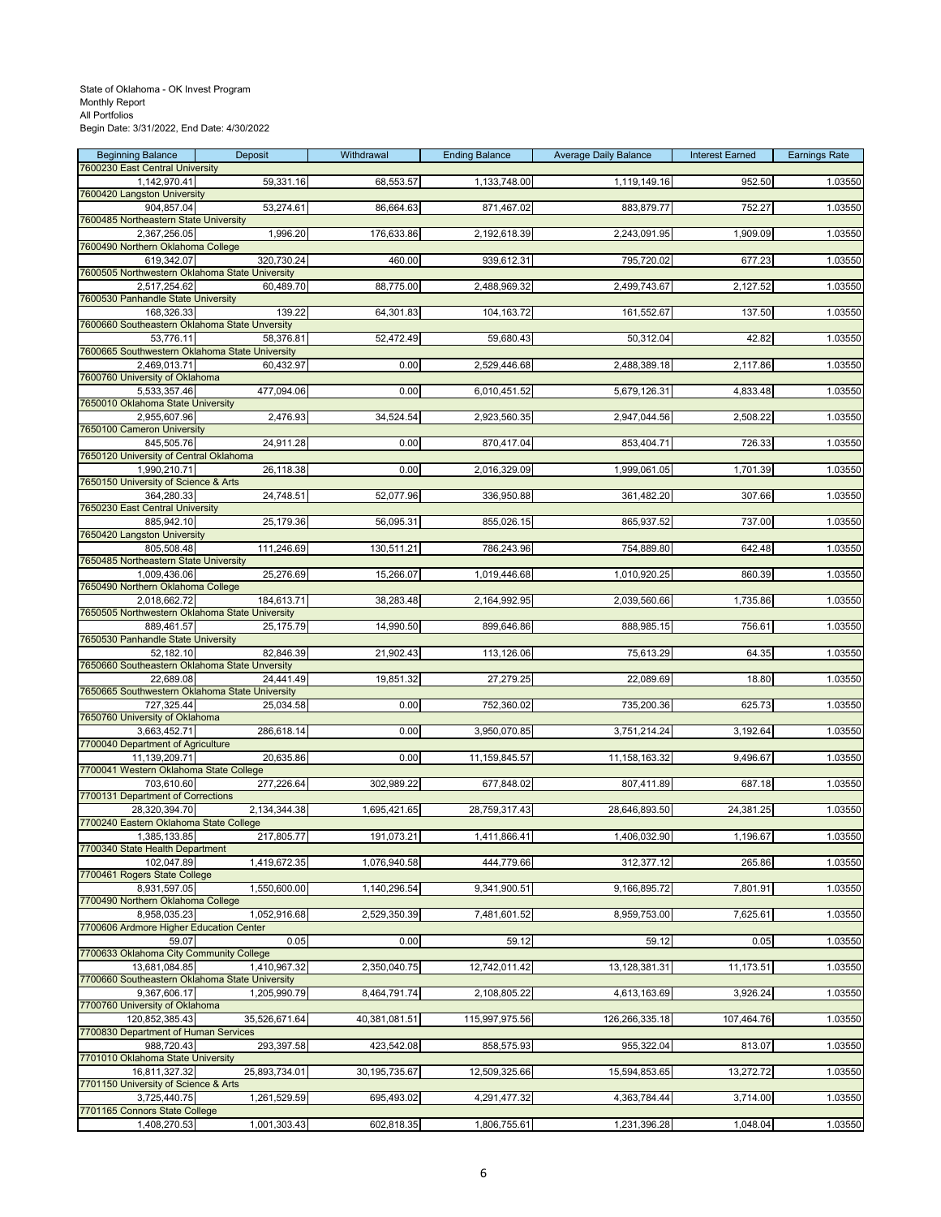State of Oklahoma - OK Invest Program
Monthly Report
All Portfolios
Begin Date: 3/31/2022, End Date: 4/30/2022

| Beginning Balance | Deposit | Withdrawal | Ending Balance | Average Daily Balance | Interest Earned | Earnings Rate |
|---|---|---|---|---|---|---|
| 7600230 East Central University | | | | | | |
| 1,142,970.41 | 59,331.16 | 68,553.57 | 1,133,748.00 | 1,119,149.16 | 952.50 | 1.03550 |
| 7600420 Langston University | | | | | | |
| 904,857.04 | 53,274.61 | 86,664.63 | 871,467.02 | 883,879.77 | 752.27 | 1.03550 |
| 7600485 Northeastern State University | | | | | | |
| 2,367,256.05 | 1,996.20 | 176,633.86 | 2,192,618.39 | 2,243,091.95 | 1,909.09 | 1.03550 |
| 7600490 Northern Oklahoma College | | | | | | |
| 619,342.07 | 320,730.24 | 460.00 | 939,612.31 | 795,720.02 | 677.23 | 1.03550 |
| 7600505 Northwestern Oklahoma State University | | | | | | |
| 2,517,254.62 | 60,489.70 | 88,775.00 | 2,488,969.32 | 2,499,743.67 | 2,127.52 | 1.03550 |
| 7600530 Panhandle State University | | | | | | |
| 168,326.33 | 139.22 | 64,301.83 | 104,163.72 | 161,552.67 | 137.50 | 1.03550 |
| 7600660 Southeastern Oklahoma State Unversity | | | | | | |
| 53,776.11 | 58,376.81 | 52,472.49 | 59,680.43 | 50,312.04 | 42.82 | 1.03550 |
| 7600665 Southwestern Oklahoma State University | | | | | | |
| 2,469,013.71 | 60,432.97 | 0.00 | 2,529,446.68 | 2,488,389.18 | 2,117.86 | 1.03550 |
| 7600760 University of Oklahoma | | | | | | |
| 5,533,357.46 | 477,094.06 | 0.00 | 6,010,451.52 | 5,679,126.31 | 4,833.48 | 1.03550 |
| 7650010 Oklahoma State University | | | | | | |
| 2,955,607.96 | 2,476.93 | 34,524.54 | 2,923,560.35 | 2,947,044.56 | 2,508.22 | 1.03550 |
| 7650100 Cameron University | | | | | | |
| 845,505.76 | 24,911.28 | 0.00 | 870,417.04 | 853,404.71 | 726.33 | 1.03550 |
| 7650120 University of Central Oklahoma | | | | | | |
| 1,990,210.71 | 26,118.38 | 0.00 | 2,016,329.09 | 1,999,061.05 | 1,701.39 | 1.03550 |
| 7650150 University of Science & Arts | | | | | | |
| 364,280.33 | 24,748.51 | 52,077.96 | 336,950.88 | 361,482.20 | 307.66 | 1.03550 |
| 7650230 East Central University | | | | | | |
| 885,942.10 | 25,179.36 | 56,095.31 | 855,026.15 | 865,937.52 | 737.00 | 1.03550 |
| 7650420 Langston University | | | | | | |
| 805,508.48 | 111,246.69 | 130,511.21 | 786,243.96 | 754,889.80 | 642.48 | 1.03550 |
| 7650485 Northeastern State University | | | | | | |
| 1,009,436.06 | 25,276.69 | 15,266.07 | 1,019,446.68 | 1,010,920.25 | 860.39 | 1.03550 |
| 7650490 Northern Oklahoma College | | | | | | |
| 2,018,662.72 | 184,613.71 | 38,283.48 | 2,164,992.95 | 2,039,560.66 | 1,735.86 | 1.03550 |
| 7650505 Northwestern Oklahoma State University | | | | | | |
| 889,461.57 | 25,175.79 | 14,990.50 | 899,646.86 | 888,985.15 | 756.61 | 1.03550 |
| 7650530 Panhandle State University | | | | | | |
| 52,182.10 | 82,846.39 | 21,902.43 | 113,126.06 | 75,613.29 | 64.35 | 1.03550 |
| 7650660 Southeastern Oklahoma State Unversity | | | | | | |
| 22,689.08 | 24,441.49 | 19,851.32 | 27,279.25 | 22,089.69 | 18.80 | 1.03550 |
| 7650665 Southwestern Oklahoma State University | | | | | | |
| 727,325.44 | 25,034.58 | 0.00 | 752,360.02 | 735,200.36 | 625.73 | 1.03550 |
| 7650760 University of Oklahoma | | | | | | |
| 3,663,452.71 | 286,618.14 | 0.00 | 3,950,070.85 | 3,751,214.24 | 3,192.64 | 1.03550 |
| 7700040 Department of Agriculture | | | | | | |
| 11,139,209.71 | 20,635.86 | 0.00 | 11,159,845.57 | 11,158,163.32 | 9,496.67 | 1.03550 |
| 7700041 Western Oklahoma State College | | | | | | |
| 703,610.60 | 277,226.64 | 302,989.22 | 677,848.02 | 807,411.89 | 687.18 | 1.03550 |
| 7700131 Department of Corrections | | | | | | |
| 28,320,394.70 | 2,134,344.38 | 1,695,421.65 | 28,759,317.43 | 28,646,893.50 | 24,381.25 | 1.03550 |
| 7700240 Eastern Oklahoma State College | | | | | | |
| 1,385,133.85 | 217,805.77 | 191,073.21 | 1,411,866.41 | 1,406,032.90 | 1,196.67 | 1.03550 |
| 7700340 State Health Department | | | | | | |
| 102,047.89 | 1,419,672.35 | 1,076,940.58 | 444,779.66 | 312,377.12 | 265.86 | 1.03550 |
| 7700461 Rogers State College | | | | | | |
| 8,931,597.05 | 1,550,600.00 | 1,140,296.54 | 9,341,900.51 | 9,166,895.72 | 7,801.91 | 1.03550 |
| 7700490 Northern Oklahoma College | | | | | | |
| 8,958,035.23 | 1,052,916.68 | 2,529,350.39 | 7,481,601.52 | 8,959,753.00 | 7,625.61 | 1.03550 |
| 7700606 Ardmore Higher Education Center | | | | | | |
| 59.07 | 0.05 | 0.00 | 59.12 | 59.12 | 0.05 | 1.03550 |
| 7700633 Oklahoma City Community College | | | | | | |
| 13,681,084.85 | 1,410,967.32 | 2,350,040.75 | 12,742,011.42 | 13,128,381.31 | 11,173.51 | 1.03550 |
| 7700660 Southeastern Oklahoma State University | | | | | | |
| 9,367,606.17 | 1,205,990.79 | 8,464,791.74 | 2,108,805.22 | 4,613,163.69 | 3,926.24 | 1.03550 |
| 7700760 University of Oklahoma | | | | | | |
| 120,852,385.43 | 35,526,671.64 | 40,381,081.51 | 115,997,975.56 | 126,266,335.18 | 107,464.76 | 1.03550 |
| 7700830 Department of Human Services | | | | | | |
| 988,720.43 | 293,397.58 | 423,542.08 | 858,575.93 | 955,322.04 | 813.07 | 1.03550 |
| 7701010 Oklahoma State University | | | | | | |
| 16,811,327.32 | 25,893,734.01 | 30,195,735.67 | 12,509,325.66 | 15,594,853.65 | 13,272.72 | 1.03550 |
| 7701150 University of Science & Arts | | | | | | |
| 3,725,440.75 | 1,261,529.59 | 695,493.02 | 4,291,477.32 | 4,363,784.44 | 3,714.00 | 1.03550 |
| 7701165 Connors State College | | | | | | |
| 1,408,270.53 | 1,001,303.43 | 602,818.35 | 1,806,755.61 | 1,231,396.28 | 1,048.04 | 1.03550 |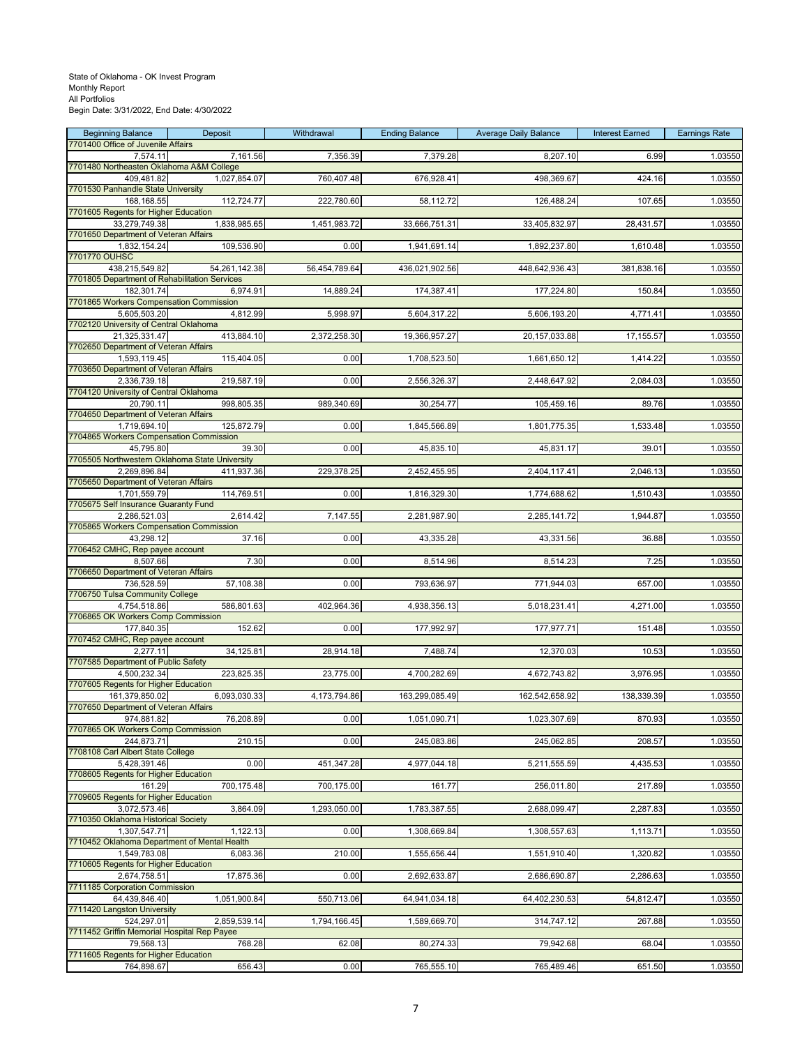State of Oklahoma - OK Invest Program
Monthly Report
All Portfolios
Begin Date: 3/31/2022, End Date: 4/30/2022

| Beginning Balance | Deposit | Withdrawal | Ending Balance | Average Daily Balance | Interest Earned | Earnings Rate |
|---|---|---|---|---|---|---|
| 7701400 Office of Juvenile Affairs | | | | | | |
| 7,574.11 | 7,161.56 | 7,356.39 | 7,379.28 | 8,207.10 | 6.99 | 1.03550 |
| 7701480 Northeasten Oklahoma A&M College | | | | | | |
| 409,481.82 | 1,027,854.07 | 760,407.48 | 676,928.41 | 498,369.67 | 424.16 | 1.03550 |
| 7701530 Panhandle State University | | | | | | |
| 168,168.55 | 112,724.77 | 222,780.60 | 58,112.72 | 126,488.24 | 107.65 | 1.03550 |
| 7701605 Regents for Higher Education | | | | | | |
| 33,279,749.38 | 1,838,985.65 | 1,451,983.72 | 33,666,751.31 | 33,405,832.97 | 28,431.57 | 1.03550 |
| 7701650 Department of Veteran Affairs | | | | | | |
| 1,832,154.24 | 109,536.90 | 0.00 | 1,941,691.14 | 1,892,237.80 | 1,610.48 | 1.03550 |
| 7701770 OUHSC | | | | | | |
| 438,215,549.82 | 54,261,142.38 | 56,454,789.64 | 436,021,902.56 | 448,642,936.43 | 381,838.16 | 1.03550 |
| 7701805 Department of Rehabilitation Services | | | | | | |
| 182,301.74 | 6,974.91 | 14,889.24 | 174,387.41 | 177,224.80 | 150.84 | 1.03550 |
| 7701865 Workers Compensation Commission | | | | | | |
| 5,605,503.20 | 4,812.99 | 5,998.97 | 5,604,317.22 | 5,606,193.20 | 4,771.41 | 1.03550 |
| 7702120 University of Central Oklahoma | | | | | | |
| 21,325,331.47 | 413,884.10 | 2,372,258.30 | 19,366,957.27 | 20,157,033.88 | 17,155.57 | 1.03550 |
| 7702650 Department of Veteran Affairs | | | | | | |
| 1,593,119.45 | 115,404.05 | 0.00 | 1,708,523.50 | 1,661,650.12 | 1,414.22 | 1.03550 |
| 7703650 Department of Veteran Affairs | | | | | | |
| 2,336,739.18 | 219,587.19 | 0.00 | 2,556,326.37 | 2,448,647.92 | 2,084.03 | 1.03550 |
| 7704120 University of Central Oklahoma | | | | | | |
| 20,790.11 | 998,805.35 | 989,340.69 | 30,254.77 | 105,459.16 | 89.76 | 1.03550 |
| 7704650 Department of Veteran Affairs | | | | | | |
| 1,719,694.10 | 125,872.79 | 0.00 | 1,845,566.89 | 1,801,775.35 | 1,533.48 | 1.03550 |
| 7704865 Workers Compensation Commission | | | | | | |
| 45,795.80 | 39.30 | 0.00 | 45,835.10 | 45,831.17 | 39.01 | 1.03550 |
| 7705505 Northwestern Oklahoma State University | | | | | | |
| 2,269,896.84 | 411,937.36 | 229,378.25 | 2,452,455.95 | 2,404,117.41 | 2,046.13 | 1.03550 |
| 7705650 Department of Veteran Affairs | | | | | | |
| 1,701,559.79 | 114,769.51 | 0.00 | 1,816,329.30 | 1,774,688.62 | 1,510.43 | 1.03550 |
| 7705675 Self Insurance Guaranty Fund | | | | | | |
| 2,286,521.03 | 2,614.42 | 7,147.55 | 2,281,987.90 | 2,285,141.72 | 1,944.87 | 1.03550 |
| 7705865 Workers Compensation Commission | | | | | | |
| 43,298.12 | 37.16 | 0.00 | 43,335.28 | 43,331.56 | 36.88 | 1.03550 |
| 7706452 CMHC, Rep payee account | | | | | | |
| 8,507.66 | 7.30 | 0.00 | 8,514.96 | 8,514.23 | 7.25 | 1.03550 |
| 7706650 Department of Veteran Affairs | | | | | | |
| 736,528.59 | 57,108.38 | 0.00 | 793,636.97 | 771,944.03 | 657.00 | 1.03550 |
| 7706750 Tulsa Community College | | | | | | |
| 4,754,518.86 | 586,801.63 | 402,964.36 | 4,938,356.13 | 5,018,231.41 | 4,271.00 | 1.03550 |
| 7706865 OK Workers Comp Commission | | | | | | |
| 177,840.35 | 152.62 | 0.00 | 177,992.97 | 177,977.71 | 151.48 | 1.03550 |
| 7707452 CMHC, Rep payee account | | | | | | |
| 2,277.11 | 34,125.81 | 28,914.18 | 7,488.74 | 12,370.03 | 10.53 | 1.03550 |
| 7707585 Department of Public Safety | | | | | | |
| 4,500,232.34 | 223,825.35 | 23,775.00 | 4,700,282.69 | 4,672,743.82 | 3,976.95 | 1.03550 |
| 7707605 Regents for Higher Education | | | | | | |
| 161,379,850.02 | 6,093,030.33 | 4,173,794.86 | 163,299,085.49 | 162,542,658.92 | 138,339.39 | 1.03550 |
| 7707650 Department of Veteran Affairs | | | | | | |
| 974,881.82 | 76,208.89 | 0.00 | 1,051,090.71 | 1,023,307.69 | 870.93 | 1.03550 |
| 7707865 OK Workers Comp Commission | | | | | | |
| 244,873.71 | 210.15 | 0.00 | 245,083.86 | 245,062.85 | 208.57 | 1.03550 |
| 7708108 Carl Albert State College | | | | | | |
| 5,428,391.46 | 0.00 | 451,347.28 | 4,977,044.18 | 5,211,555.59 | 4,435.53 | 1.03550 |
| 7708605 Regents for Higher Education | | | | | | |
| 161.29 | 700,175.48 | 700,175.00 | 161.77 | 256,011.80 | 217.89 | 1.03550 |
| 7709605 Regents for Higher Education | | | | | | |
| 3,072,573.46 | 3,864.09 | 1,293,050.00 | 1,783,387.55 | 2,688,099.47 | 2,287.83 | 1.03550 |
| 7710350 Oklahoma Historical Society | | | | | | |
| 1,307,547.71 | 1,122.13 | 0.00 | 1,308,669.84 | 1,308,557.63 | 1,113.71 | 1.03550 |
| 7710452 Oklahoma Department of Mental Health | | | | | | |
| 1,549,783.08 | 6,083.36 | 210.00 | 1,555,656.44 | 1,551,910.40 | 1,320.82 | 1.03550 |
| 7710605 Regents for Higher Education | | | | | | |
| 2,674,758.51 | 17,875.36 | 0.00 | 2,692,633.87 | 2,686,690.87 | 2,286.63 | 1.03550 |
| 7711185 Corporation Commission | | | | | | |
| 64,439,846.40 | 1,051,900.84 | 550,713.06 | 64,941,034.18 | 64,402,230.53 | 54,812.47 | 1.03550 |
| 7711420 Langston University | | | | | | |
| 524,297.01 | 2,859,539.14 | 1,794,166.45 | 1,589,669.70 | 314,747.12 | 267.88 | 1.03550 |
| 7711452 Griffin Memorial Hospital Rep Payee | | | | | | |
| 79,568.13 | 768.28 | 62.08 | 80,274.33 | 79,942.68 | 68.04 | 1.03550 |
| 7711605 Regents for Higher Education | | | | | | |
| 764,898.67 | 656.43 | 0.00 | 765,555.10 | 765,489.46 | 651.50 | 1.03550 |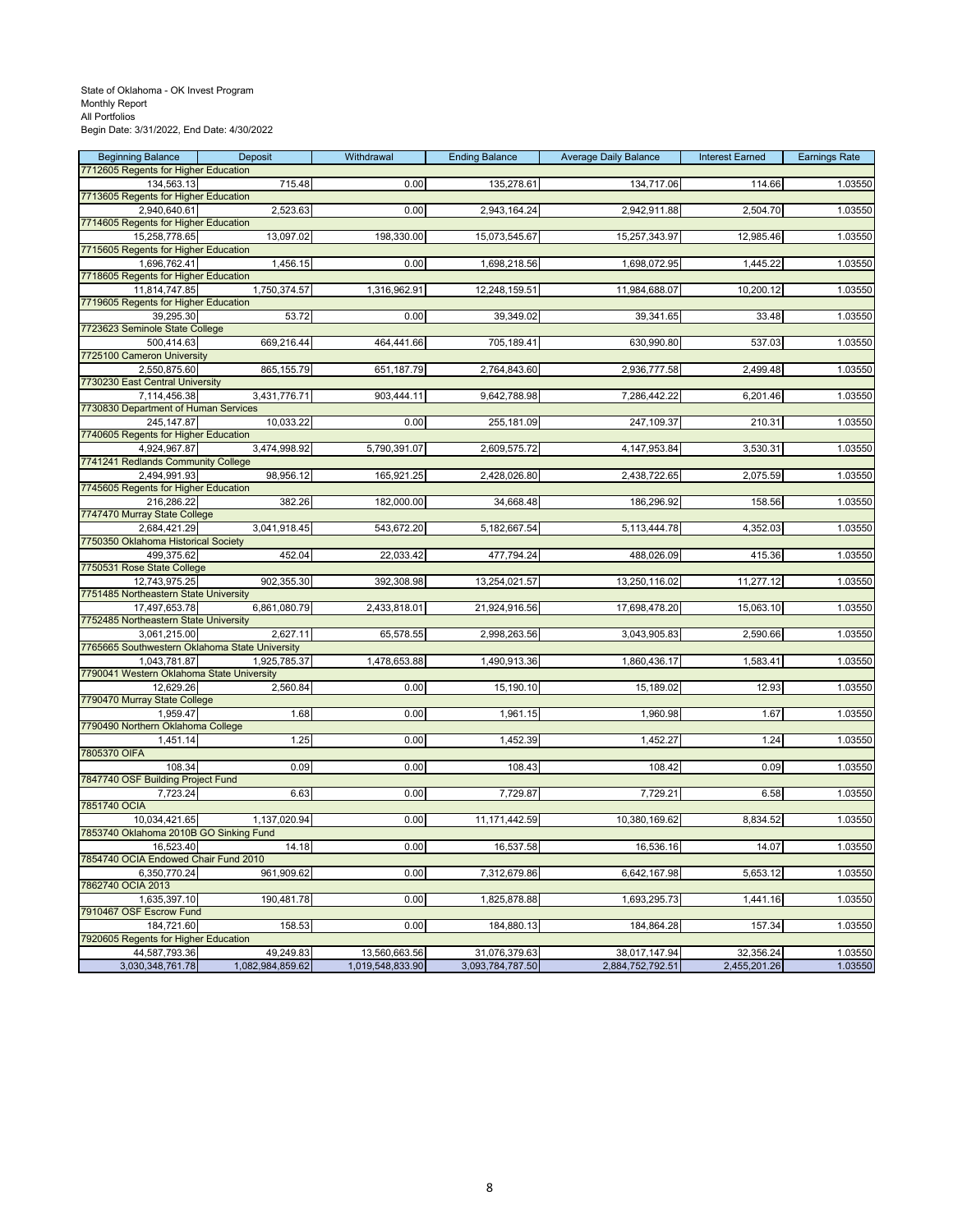State of Oklahoma - OK Invest Program
Monthly Report
All Portfolios
Begin Date: 3/31/2022, End Date: 4/30/2022

| Beginning Balance | Deposit | Withdrawal | Ending Balance | Average Daily Balance | Interest Earned | Earnings Rate |
|---|---|---|---|---|---|---|
| 7712605 Regents for Higher Education | | | | | | |
| 134,563.13 | 715.48 | 0.00 | 135,278.61 | 134,717.06 | 114.66 | 1.03550 |
| 7713605 Regents for Higher Education | | | | | | |
| 2,940,640.61 | 2,523.63 | 0.00 | 2,943,164.24 | 2,942,911.88 | 2,504.70 | 1.03550 |
| 7714605 Regents for Higher Education | | | | | | |
| 15,258,778.65 | 13,097.02 | 198,330.00 | 15,073,545.67 | 15,257,343.97 | 12,985.46 | 1.03550 |
| 7715605 Regents for Higher Education | | | | | | |
| 1,696,762.41 | 1,456.15 | 0.00 | 1,698,218.56 | 1,698,072.95 | 1,445.22 | 1.03550 |
| 7718605 Regents for Higher Education | | | | | | |
| 11,814,747.85 | 1,750,374.57 | 1,316,962.91 | 12,248,159.51 | 11,984,688.07 | 10,200.12 | 1.03550 |
| 7719605 Regents for Higher Education | | | | | | |
| 39,295.30 | 53.72 | 0.00 | 39,349.02 | 39,341.65 | 33.48 | 1.03550 |
| 7723623 Seminole State College | | | | | | |
| 500,414.63 | 669,216.44 | 464,441.66 | 705,189.41 | 630,990.80 | 537.03 | 1.03550 |
| 7725100 Cameron University | | | | | | |
| 2,550,875.60 | 865,155.79 | 651,187.79 | 2,764,843.60 | 2,936,777.58 | 2,499.48 | 1.03550 |
| 7730230 East Central University | | | | | | |
| 7,114,456.38 | 3,431,776.71 | 903,444.11 | 9,642,788.98 | 7,286,442.22 | 6,201.46 | 1.03550 |
| 7730830 Department of Human Services | | | | | | |
| 245,147.87 | 10,033.22 | 0.00 | 255,181.09 | 247,109.37 | 210.31 | 1.03550 |
| 7740605 Regents for Higher Education | | | | | | |
| 4,924,967.87 | 3,474,998.92 | 5,790,391.07 | 2,609,575.72 | 4,147,953.84 | 3,530.31 | 1.03550 |
| 7741241 Redlands Community College | | | | | | |
| 2,494,991.93 | 98,956.12 | 165,921.25 | 2,428,026.80 | 2,438,722.65 | 2,075.59 | 1.03550 |
| 7745605 Regents for Higher Education | | | | | | |
| 216,286.22 | 382.26 | 182,000.00 | 34,668.48 | 186,296.92 | 158.56 | 1.03550 |
| 7747470 Murray State College | | | | | | |
| 2,684,421.29 | 3,041,918.45 | 543,672.20 | 5,182,667.54 | 5,113,444.78 | 4,352.03 | 1.03550 |
| 7750350 Oklahoma Historical Society | | | | | | |
| 499,375.62 | 452.04 | 22,033.42 | 477,794.24 | 488,026.09 | 415.36 | 1.03550 |
| 7750531 Rose State College | | | | | | |
| 12,743,975.25 | 902,355.30 | 392,308.98 | 13,254,021.57 | 13,250,116.02 | 11,277.12 | 1.03550 |
| 7751485 Northeastern State University | | | | | | |
| 17,497,653.78 | 6,861,080.79 | 2,433,818.01 | 21,924,916.56 | 17,698,478.20 | 15,063.10 | 1.03550 |
| 7752485 Northeastern State University | | | | | | |
| 3,061,215.00 | 2,627.11 | 65,578.55 | 2,998,263.56 | 3,043,905.83 | 2,590.66 | 1.03550 |
| 7765665 Southwestern Oklahoma State University | | | | | | |
| 1,043,781.87 | 1,925,785.37 | 1,478,653.88 | 1,490,913.36 | 1,860,436.17 | 1,583.41 | 1.03550 |
| 7790041 Western Oklahoma State University | | | | | | |
| 12,629.26 | 2,560.84 | 0.00 | 15,190.10 | 15,189.02 | 12.93 | 1.03550 |
| 7790470 Murray State College | | | | | | |
| 1,959.47 | 1.68 | 0.00 | 1,961.15 | 1,960.98 | 1.67 | 1.03550 |
| 7790490 Northern Oklahoma College | | | | | | |
| 1,451.14 | 1.25 | 0.00 | 1,452.39 | 1,452.27 | 1.24 | 1.03550 |
| 7805370 OIFA | | | | | | |
| 108.34 | 0.09 | 0.00 | 108.43 | 108.42 | 0.09 | 1.03550 |
| 7847740 OSF Building Project Fund | | | | | | |
| 7,723.24 | 6.63 | 0.00 | 7,729.87 | 7,729.21 | 6.58 | 1.03550 |
| 7851740 OCIA | | | | | | |
| 10,034,421.65 | 1,137,020.94 | 0.00 | 11,171,442.59 | 10,380,169.62 | 8,834.52 | 1.03550 |
| 7853740 Oklahoma 2010B GO Sinking Fund | | | | | | |
| 16,523.40 | 14.18 | 0.00 | 16,537.58 | 16,536.16 | 14.07 | 1.03550 |
| 7854740 OCIA Endowed Chair Fund 2010 | | | | | | |
| 6,350,770.24 | 961,909.62 | 0.00 | 7,312,679.86 | 6,642,167.98 | 5,653.12 | 1.03550 |
| 7862740 OCIA 2013 | | | | | | |
| 1,635,397.10 | 190,481.78 | 0.00 | 1,825,878.88 | 1,693,295.73 | 1,441.16 | 1.03550 |
| 7910467 OSF Escrow Fund | | | | | | |
| 184,721.60 | 158.53 | 0.00 | 184,880.13 | 184,864.28 | 157.34 | 1.03550 |
| 7920605 Regents for Higher Education | | | | | | |
| 44,587,793.36 | 49,249.83 | 13,560,663.56 | 31,076,379.63 | 38,017,147.94 | 32,356.24 | 1.03550 |
| 3,030,348,761.78 | 1,082,984,859.62 | 1,019,548,833.90 | 3,093,784,787.50 | 2,884,752,792.51 | 2,455,201.26 | 1.03550 |